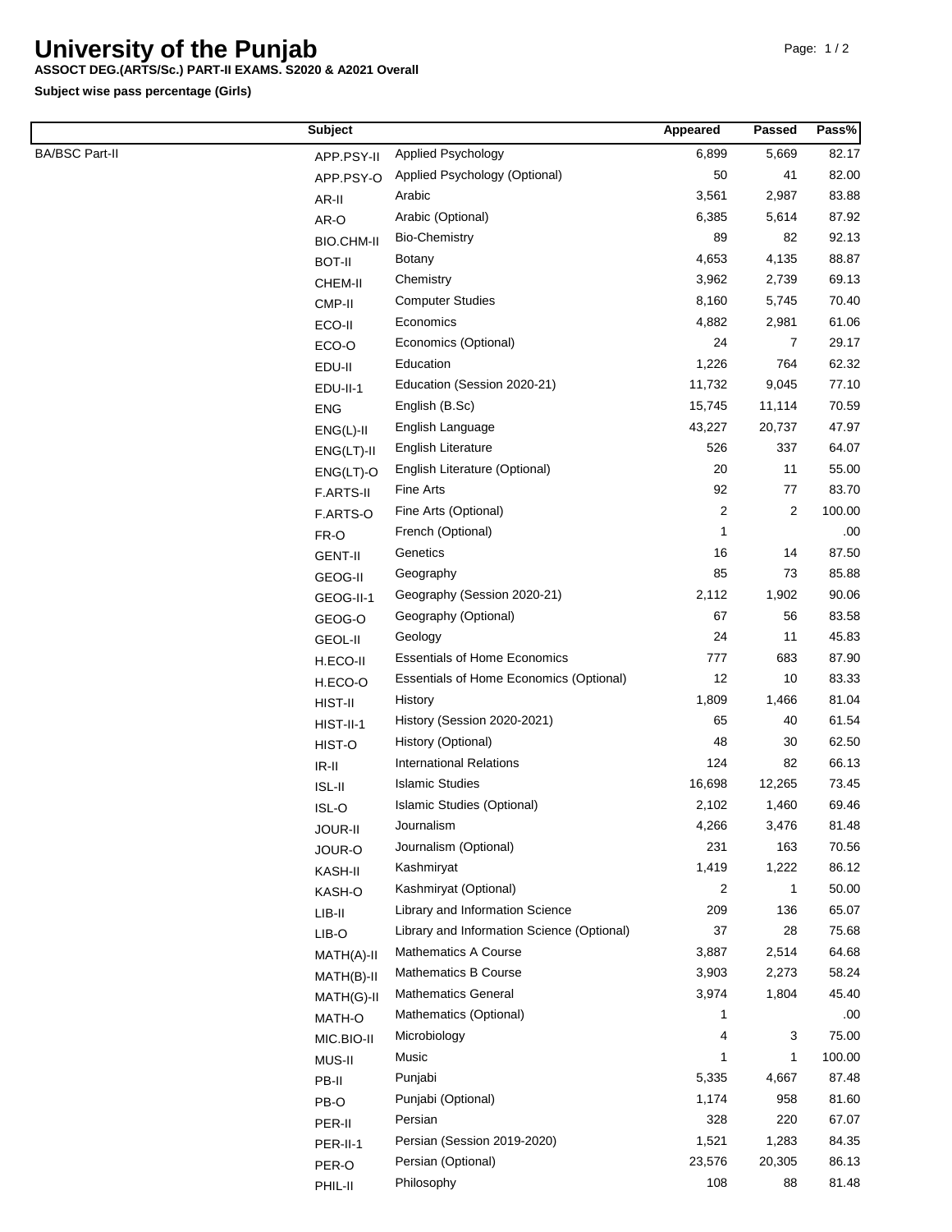# University of the Punjab

**ASSOCT DEG.(ARTS/Sc.) PART-II EXAMS. S2020 & A2021 Overall**

**Subject wise pass percentage (Girls)**

| | Subject | | Appeared | Passed | Pass% |
|---|---|---|---|---|---|
| BA/BSC Part-II | APP.PSY-II | Applied Psychology | 6,899 | 5,669 | 82.17 |
| | APP.PSY-O | Applied Psychology (Optional) | 50 | 41 | 82.00 |
| | AR-II | Arabic | 3,561 | 2,987 | 83.88 |
| | AR-O | Arabic (Optional) | 6,385 | 5,614 | 87.92 |
| | BIO.CHM-II | Bio-Chemistry | 89 | 82 | 92.13 |
| | BOT-II | Botany | 4,653 | 4,135 | 88.87 |
| | CHEM-II | Chemistry | 3,962 | 2,739 | 69.13 |
| | CMP-II | Computer Studies | 8,160 | 5,745 | 70.40 |
| | ECO-II | Economics | 4,882 | 2,981 | 61.06 |
| | ECO-O | Economics (Optional) | 24 | 7 | 29.17 |
| | EDU-II | Education | 1,226 | 764 | 62.32 |
| | EDU-II-1 | Education (Session 2020-21) | 11,732 | 9,045 | 77.10 |
| | ENG | English (B.Sc) | 15,745 | 11,114 | 70.59 |
| | ENG(L)-II | English Language | 43,227 | 20,737 | 47.97 |
| | ENG(LT)-II | English Literature | 526 | 337 | 64.07 |
| | ENG(LT)-O | English Literature (Optional) | 20 | 11 | 55.00 |
| | F.ARTS-II | Fine Arts | 92 | 77 | 83.70 |
| | F.ARTS-O | Fine Arts (Optional) | 2 | 2 | 100.00 |
| | FR-O | French (Optional) | 1 | | .00 |
| | GENT-II | Genetics | 16 | 14 | 87.50 |
| | GEOG-II | Geography | 85 | 73 | 85.88 |
| | GEOG-II-1 | Geography (Session 2020-21) | 2,112 | 1,902 | 90.06 |
| | GEOG-O | Geography (Optional) | 67 | 56 | 83.58 |
| | GEOL-II | Geology | 24 | 11 | 45.83 |
| | H.ECO-II | Essentials of Home Economics | 777 | 683 | 87.90 |
| | H.ECO-O | Essentials of Home Economics (Optional) | 12 | 10 | 83.33 |
| | HIST-II | History | 1,809 | 1,466 | 81.04 |
| | HIST-II-1 | History (Session 2020-2021) | 65 | 40 | 61.54 |
| | HIST-O | History (Optional) | 48 | 30 | 62.50 |
| | IR-II | International Relations | 124 | 82 | 66.13 |
| | ISL-II | Islamic Studies | 16,698 | 12,265 | 73.45 |
| | ISL-O | Islamic Studies (Optional) | 2,102 | 1,460 | 69.46 |
| | JOUR-II | Journalism | 4,266 | 3,476 | 81.48 |
| | JOUR-O | Journalism (Optional) | 231 | 163 | 70.56 |
| | KASH-II | Kashmiryat | 1,419 | 1,222 | 86.12 |
| | KASH-O | Kashmiryat (Optional) | 2 | 1 | 50.00 |
| | LIB-II | Library and Information Science | 209 | 136 | 65.07 |
| | LIB-O | Library and Information Science (Optional) | 37 | 28 | 75.68 |
| | MATH(A)-II | Mathematics A Course | 3,887 | 2,514 | 64.68 |
| | MATH(B)-II | Mathematics B Course | 3,903 | 2,273 | 58.24 |
| | MATH(G)-II | Mathematics General | 3,974 | 1,804 | 45.40 |
| | MATH-O | Mathematics (Optional) | 1 | | .00 |
| | MIC.BIO-II | Microbiology | 4 | 3 | 75.00 |
| | MUS-II | Music | 1 | 1 | 100.00 |
| | PB-II | Punjabi | 5,335 | 4,667 | 87.48 |
| | PB-O | Punjabi (Optional) | 1,174 | 958 | 81.60 |
| | PER-II | Persian | 328 | 220 | 67.07 |
| | PER-II-1 | Persian (Session 2019-2020) | 1,521 | 1,283 | 84.35 |
| | PER-O | Persian (Optional) | 23,576 | 20,305 | 86.13 |
| | PHIL-II | Philosophy | 108 | 88 | 81.48 |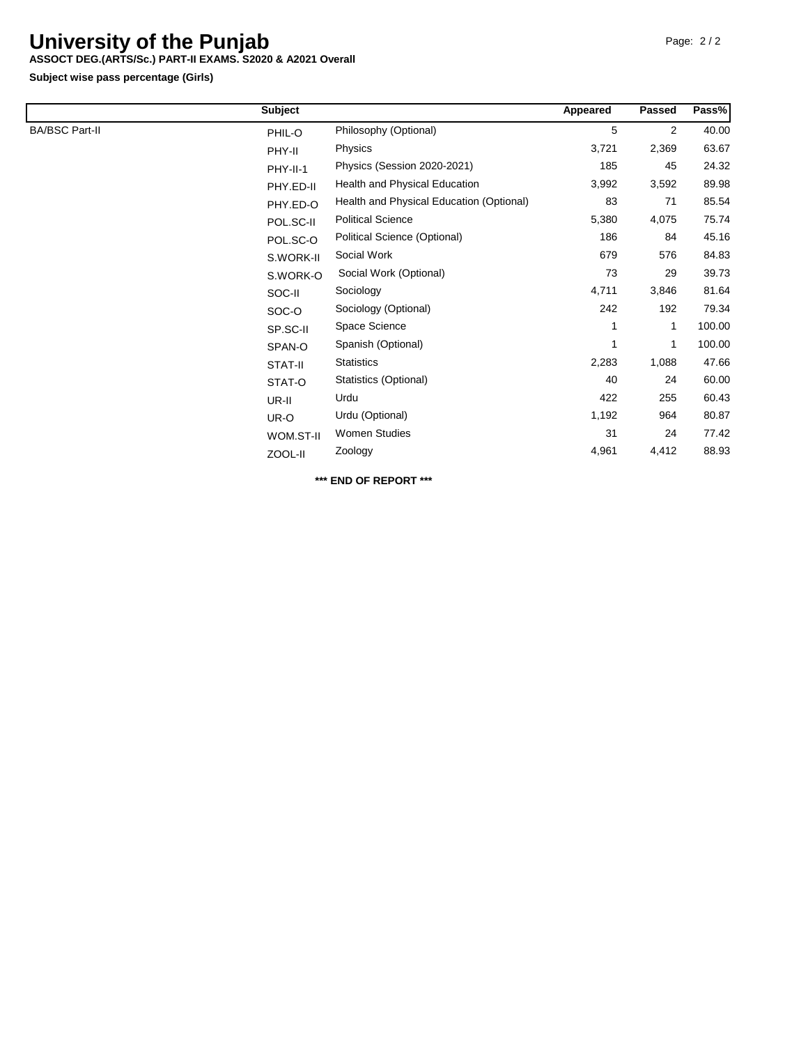# University of the Punjab

**ASSOCT DEG.(ARTS/Sc.) PART-II EXAMS. S2020 & A2021 Overall**

**Subject wise pass percentage (Girls)**

| | Subject | | Appeared | Passed | Pass% |
|---|---|---|---|---|---|
| BA/BSC Part-II | PHIL-O | Philosophy (Optional) | 5 | 2 | 40.00 |
| | PHY-II | Physics | 3,721 | 2,369 | 63.67 |
| | PHY-II-1 | Physics (Session 2020-2021) | 185 | 45 | 24.32 |
| | PHY.ED-II | Health and Physical Education | 3,992 | 3,592 | 89.98 |
| | PHY.ED-O | Health and Physical Education (Optional) | 83 | 71 | 85.54 |
| | POL.SC-II | Political Science | 5,380 | 4,075 | 75.74 |
| | POL.SC-O | Political Science (Optional) | 186 | 84 | 45.16 |
| | S.WORK-II | Social Work | 679 | 576 | 84.83 |
| | S.WORK-O | Social Work (Optional) | 73 | 29 | 39.73 |
| | SOC-II | Sociology | 4,711 | 3,846 | 81.64 |
| | SOC-O | Sociology (Optional) | 242 | 192 | 79.34 |
| | SP.SC-II | Space Science | 1 | 1 | 100.00 |
| | SPAN-O | Spanish (Optional) | 1 | 1 | 100.00 |
| | STAT-II | Statistics | 2,283 | 1,088 | 47.66 |
| | STAT-O | Statistics (Optional) | 40 | 24 | 60.00 |
| | UR-II | Urdu | 422 | 255 | 60.43 |
| | UR-O | Urdu (Optional) | 1,192 | 964 | 80.87 |
| | WOM.ST-II | Women Studies | 31 | 24 | 77.42 |
| | ZOOL-II | Zoology | 4,961 | 4,412 | 88.93 |

**\*\*\* END OF REPORT \*\*\***